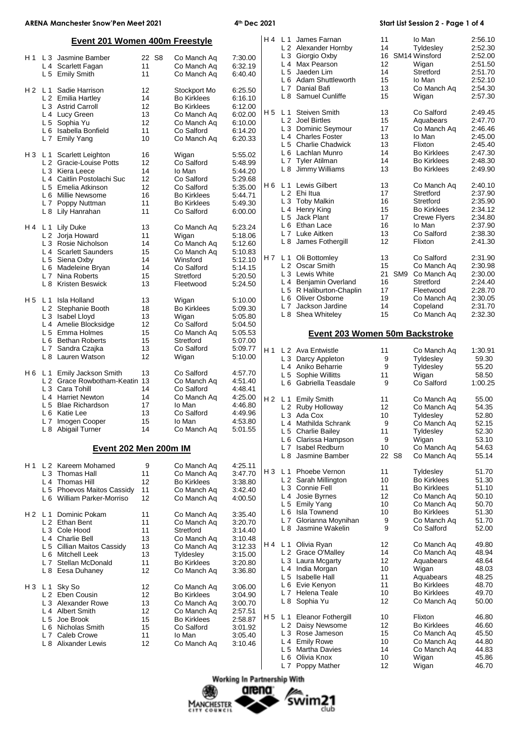**ARENA Manchester Snow'Pen Meet 2021** — **4th Dec 2021** — **Start List Session 2**

## Event 201 Women 400m Freestyle

| Heat | Lane | Name | Age | Class | Club | Time |
|---|---|---|---|---|---|---|
| H 1 | L 3 | Jasmine Bamber | 22 | S8 | Co Manch Aq | 7:30.00 |
| | L 4 | Scarlett Fagan | 11 | | Co Manch Aq | 6:32.19 |
| | L 5 | Emily Smith | 11 | | Co Manch Aq | 6:40.40 |
| H 2 | L 1 | Sadie Harrison | 12 | | Stockport Mo | 6:25.50 |
| | L 2 | Emilia Hartley | 14 | | Bo Kirklees | 6:16.10 |
| | L 3 | Astrid Carroll | 12 | | Bo Kirklees | 6:12.00 |
| | L 4 | Lucy Green | 13 | | Co Manch Aq | 6:02.00 |
| | L 5 | Sophia Yu | 12 | | Co Manch Aq | 6:10.00 |
| | L 6 | Isabella Bonfield | 11 | | Co Salford | 6:14.20 |
| | L 7 | Emily Yang | 10 | | Co Manch Aq | 6:20.33 |
| H 3 | L 1 | Scarlett Leighton | 16 | | Wigan | 5:55.02 |
| | L 2 | Gracie-Louise Potts | 12 | | Co Salford | 5:48.99 |
| | L 3 | Kiera Leece | 14 | | Io Man | 5:44.20 |
| | L 4 | Caitlin Postolachi Suc | 12 | | Co Salford | 5:29.68 |
| | L 5 | Emelia Atkinson | 12 | | Co Salford | 5:35.00 |
| | L 6 | Millie Newsome | 16 | | Bo Kirklees | 5:44.71 |
| | L 7 | Poppy Nuttman | 11 | | Bo Kirklees | 5:49.30 |
| | L 8 | Lily Hanrahan | 11 | | Co Salford | 6:00.00 |
| H 4 | L 1 | Lily Duke | 13 | | Co Manch Aq | 5:23.24 |
| | L 2 | Jorja Howard | 11 | | Wigan | 5:18.06 |
| | L 3 | Rosie Nicholson | 14 | | Co Manch Aq | 5:12.60 |
| | L 4 | Scarlett Saunders | 15 | | Co Manch Aq | 5:10.83 |
| | L 5 | Siena Oxby | 14 | | Winsford | 5:12.10 |
| | L 6 | Madeleine Bryan | 14 | | Co Salford | 5:14.15 |
| | L 7 | Nina Roberts | 15 | | Stretford | 5:20.50 |
| | L 8 | Kristen Beswick | 13 | | Fleetwood | 5:24.50 |
| H 5 | L 1 | Isla Holland | 13 | | Wigan | 5:10.00 |
| | L 2 | Stephanie Booth | 18 | | Bo Kirklees | 5:09.30 |
| | L 3 | Isabel Lloyd | 13 | | Wigan | 5:05.80 |
| | L 4 | Amelie Blocksidge | 12 | | Co Salford | 5:04.50 |
| | L 5 | Emma Holmes | 15 | | Co Manch Aq | 5:05.53 |
| | L 6 | Bethan Roberts | 15 | | Stretford | 5:07.00 |
| | L 7 | Sandra Czajka | 13 | | Co Salford | 5:09.77 |
| | L 8 | Lauren Watson | 12 | | Wigan | 5:10.00 |
| H 6 | L 1 | Emily Jackson Smith | 13 | | Co Salford | 4:57.70 |
| | L 2 | Grace Rowbotham-Keatin | 13 | | Co Manch Aq | 4:51.40 |
| | L 3 | Cara Tohill | 14 | | Co Salford | 4:48.41 |
| | L 4 | Harriet Newton | 14 | | Co Manch Aq | 4:25.00 |
| | L 5 | Blae Richardson | 17 | | Io Man | 4:46.80 |
| | L 6 | Katie Lee | 13 | | Co Salford | 4:49.96 |
| | L 7 | Imogen Cooper | 15 | | Io Man | 4:53.80 |
| | L 8 | Abigail Turner | 14 | | Co Manch Aq | 5:01.55 |

## Event 202 Men 200m IM

| Heat | Lane | Name | Age | Class | Club | Time |
|---|---|---|---|---|---|---|
| H 1 | L 2 | Kareem Mohamed | 9 | | Co Manch Aq | 4:25.11 |
| | L 3 | Thomas Hall | 11 | | Co Manch Aq | 3:47.70 |
| | L 4 | Thomas Hill | 12 | | Bo Kirklees | 3:38.80 |
| | L 5 | Phoevos Maitos Cassidy | 11 | | Co Manch Aq | 3:42.40 |
| | L 6 | William Parker-Morriso | 12 | | Co Manch Aq | 4:00.50 |
| H 2 | L 1 | Dominic Pokam | 11 | | Co Manch Aq | 3:35.40 |
| | L 2 | Ethan Bent | 11 | | Co Manch Aq | 3:20.70 |
| | L 3 | Cole Hood | 11 | | Stretford | 3:14.40 |
| | L 4 | Charlie Bell | 13 | | Co Manch Aq | 3:10.48 |
| | L 5 | Cillian Maitos Cassidy | 13 | | Co Manch Aq | 3:12.33 |
| | L 6 | Mitchell Leek | 13 | | Tyldesley | 3:15.00 |
| | L 7 | Stellan McDonald | 11 | | Bo Kirklees | 3:20.80 |
| | L 8 | Eesa Duhaney | 12 | | Co Manch Aq | 3:36.80 |
| H 3 | L 1 | Sky So | 12 | | Co Manch Aq | 3:06.00 |
| | L 2 | Eben Cousin | 12 | | Bo Kirklees | 3:04.90 |
| | L 3 | Alexander Rowe | 13 | | Co Manch Aq | 3:00.70 |
| | L 4 | Albert Smith | 12 | | Co Manch Aq | 2:57.51 |
| | L 5 | Joe Brook | 15 | | Bo Kirklees | 2:58.87 |
| | L 6 | Nicholas Smith | 15 | | Co Salford | 3:01.92 |
| | L 7 | Caleb Crowe | 11 | | Io Man | 3:05.40 |
| | L 8 | Alixander Lewis | 12 | | Co Manch Aq | 3:10.46 |
| H 4 | L 1 | James Farnan | 11 | | Io Man | 2:56.10 |
| | L 2 | Alexander Hornby | 14 | | Tyldesley | 2:52.30 |
| | L 3 | Giorgio Oxby | 16 | SM14 | Winsford | 2:52.00 |
| | L 4 | Max Pearson | 12 | | Wigan | 2:51.50 |
| | L 5 | Jaeden Lim | 14 | | Stretford | 2:51.70 |
| | L 6 | Adam Shuttleworth | 15 | | Io Man | 2:52.10 |
| | L 7 | Danial Bafi | 13 | | Co Manch Aq | 2:54.30 |
| | L 8 | Samuel Cunliffe | 15 | | Wigan | 2:57.30 |
| H 5 | L 1 | Steiven Smith | 13 | | Co Salford | 2:49.45 |
| | L 2 | Joel Birtles | 15 | | Aquabears | 2:47.70 |
| | L 3 | Dominic Seymour | 17 | | Co Manch Aq | 2:46.46 |
| | L 4 | Charles Foster | 13 | | Io Man | 2:45.00 |
| | L 5 | Charlie Chadwick | 13 | | Flixton | 2:45.40 |
| | L 6 | Lachlan Munro | 14 | | Bo Kirklees | 2:47.30 |
| | L 7 | Tyler Atilman | 14 | | Bo Kirklees | 2:48.30 |
| | L 8 | Jimmy Williams | 13 | | Bo Kirklees | 2:49.90 |
| H 6 | L 1 | Lewis Gilbert | 13 | | Co Manch Aq | 2:40.10 |
| | L 2 | Ehi Itua | 17 | | Stretford | 2:37.90 |
| | L 3 | Toby Malkin | 16 | | Stretford | 2:35.90 |
| | L 4 | Henry King | 15 | | Bo Kirklees | 2:34.12 |
| | L 5 | Jack Plant | 17 | | Crewe Flyers | 2:34.80 |
| | L 6 | Ethan Lace | 16 | | Io Man | 2:37.90 |
| | L 7 | Luke Aitken | 13 | | Co Salford | 2:38.30 |
| | L 8 | James Fothergill | 12 | | Flixton | 2:41.30 |
| H 7 | L 1 | Oli Bottomley | 13 | | Co Salford | 2:31.90 |
| | L 2 | Oscar Smith | 15 | | Co Manch Aq | 2:30.98 |
| | L 3 | Lewis White | 21 | SM9 | Co Manch Aq | 2:30.00 |
| | L 4 | Benjamin Overland | 16 | | Stretford | 2:24.40 |
| | L 5 | R Haliburton-Chaplin | 17 | | Fleetwood | 2:28.70 |
| | L 6 | Oliver Osborne | 19 | | Co Manch Aq | 2:30.05 |
| | L 7 | Jackson Jardine | 14 | | Copeland | 2:31.70 |
| | L 8 | Shea Whiteley | 15 | | Co Manch Aq | 2:32.30 |

## Event 203 Women 50m Backstroke

| Heat | Lane | Name | Age | Class | Club | Time |
|---|---|---|---|---|---|---|
| H 1 | L 2 | Ava Entwistle | 11 | | Co Manch Aq | 1:30.91 |
| | L 3 | Darcy Appleton | 9 | | Tyldesley | 59.30 |
| | L 4 | Aniko Beharrie | 9 | | Tyldesley | 55.20 |
| | L 5 | Sophie Willitts | 11 | | Wigan | 58.50 |
| | L 6 | Gabriella Teasdale | 9 | | Co Salford | 1:00.25 |
| H 2 | L 1 | Emily Smith | 11 | | Co Manch Aq | 55.00 |
| | L 2 | Ruby Holloway | 12 | | Co Manch Aq | 54.35 |
| | L 3 | Ada Cox | 10 | | Tyldesley | 52.80 |
| | L 4 | Mathilda Schrank | 9 | | Co Manch Aq | 52.15 |
| | L 5 | Charlie Bailey | 11 | | Tyldesley | 52.30 |
| | L 6 | Clarissa Hampson | 9 | | Wigan | 53.10 |
| | L 7 | Isabel Redburn | 10 | | Co Manch Aq | 54.63 |
| | L 8 | Jasmine Bamber | 22 | S8 | Co Manch Aq | 55.14 |
| H 3 | L 1 | Phoebe Vernon | 11 | | Tyldesley | 51.70 |
| | L 2 | Sarah Millington | 10 | | Bo Kirklees | 51.30 |
| | L 3 | Connie Fell | 11 | | Bo Kirklees | 51.10 |
| | L 4 | Josie Byrnes | 12 | | Co Manch Aq | 50.10 |
| | L 5 | Emily Yang | 10 | | Co Manch Aq | 50.70 |
| | L 6 | Isla Townend | 10 | | Bo Kirklees | 51.30 |
| | L 7 | Glorianna Moynihan | 9 | | Co Manch Aq | 51.70 |
| | L 8 | Jasmine Wakelin | 9 | | Co Salford | 52.00 |
| H 4 | L 1 | Olivia Ryan | 12 | | Co Manch Aq | 49.80 |
| | L 2 | Grace O'Malley | 14 | | Co Manch Aq | 48.94 |
| | L 3 | Laura Mcgarty | 12 | | Aquabears | 48.64 |
| | L 4 | India Morgan | 10 | | Wigan | 48.03 |
| | L 5 | Isabelle Hall | 11 | | Aquabears | 48.25 |
| | L 6 | Evie Kenyon | 11 | | Bo Kirklees | 48.70 |
| | L 7 | Helena Teale | 10 | | Bo Kirklees | 49.70 |
| | L 8 | Sophia Yu | 12 | | Co Manch Aq | 50.00 |
| H 5 | L 1 | Eleanor Fothergill | 10 | | Flixton | 46.80 |
| | L 2 | Daisy Newsome | 12 | | Bo Kirklees | 46.60 |
| | L 3 | Rose Jameson | 15 | | Co Manch Aq | 45.50 |
| | L 4 | Emily Rowe | 10 | | Co Manch Aq | 44.80 |
| | L 5 | Martha Davies | 14 | | Co Manch Aq | 44.83 |
| | L 6 | Olivia Knox | 10 | | Wigan | 45.86 |
| | L 7 | Poppy Mather | 12 | | Wigan | 46.70 |

Working In Partnership With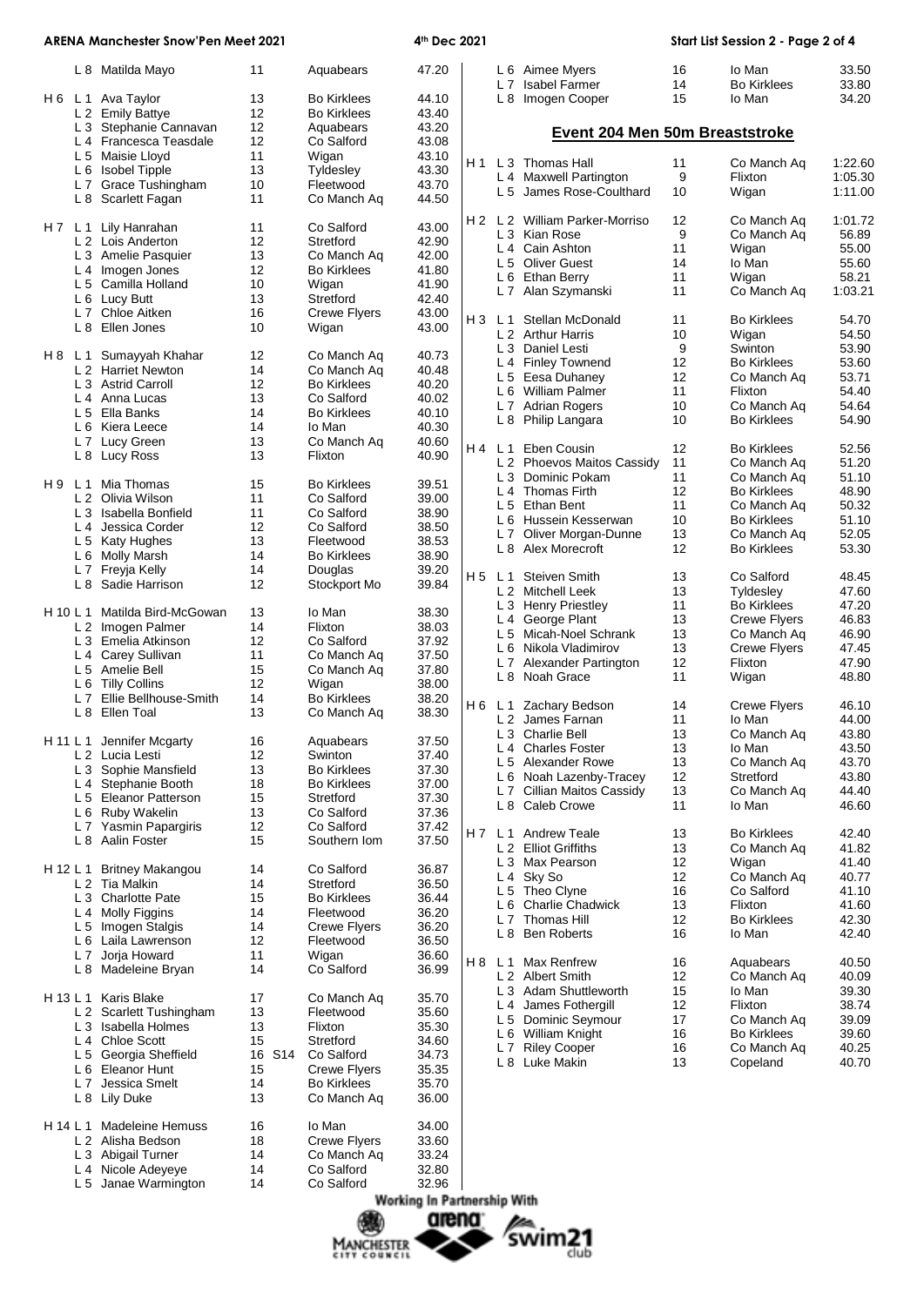| Heat | Lane | Name | Age | | Club | Time |
|---|---|---|---|---|---|---|
| | L 8 | Matilda Mayo | 11 | | Aquabears | 47.20 |
| H 6 | L 1 | Ava Taylor | 13 | | Bo Kirklees | 44.10 |
| | L 2 | Emily Battye | 12 | | Bo Kirklees | 43.40 |
| | L 3 | Stephanie Cannavan | 12 | | Aquabears | 43.20 |
| | L 4 | Francesca Teasdale | 12 | | Co Salford | 43.08 |
| | L 5 | Maisie Lloyd | 11 | | Wigan | 43.10 |
| | L 6 | Isobel Tipple | 13 | | Tyldesley | 43.30 |
| | L 7 | Grace Tushingham | 10 | | Fleetwood | 43.70 |
| | L 8 | Scarlett Fagan | 11 | | Co Manch Aq | 44.50 |
| H 7 | L 1 | Lily Hanrahan | 11 | | Co Salford | 43.00 |
| | L 2 | Lois Anderton | 12 | | Stretford | 42.90 |
| | L 3 | Amelie Pasquier | 13 | | Co Manch Aq | 42.00 |
| | L 4 | Imogen Jones | 12 | | Bo Kirklees | 41.80 |
| | L 5 | Camilla Holland | 10 | | Wigan | 41.90 |
| | L 6 | Lucy Butt | 13 | | Stretford | 42.40 |
| | L 7 | Chloe Aitken | 16 | | Crewe Flyers | 43.00 |
| | L 8 | Ellen Jones | 10 | | Wigan | 43.00 |
| H 8 | L 1 | Sumayyah Khahar | 12 | | Co Manch Aq | 40.73 |
| | L 2 | Harriet Newton | 14 | | Co Manch Aq | 40.48 |
| | L 3 | Astrid Carroll | 12 | | Bo Kirklees | 40.20 |
| | L 4 | Anna Lucas | 13 | | Co Salford | 40.02 |
| | L 5 | Ella Banks | 14 | | Bo Kirklees | 40.10 |
| | L 6 | Kiera Leece | 14 | | Io Man | 40.30 |
| | L 7 | Lucy Green | 13 | | Co Manch Aq | 40.60 |
| | L 8 | Lucy Ross | 13 | | Flixton | 40.90 |
| H 9 | L 1 | Mia Thomas | 15 | | Bo Kirklees | 39.51 |
| | L 2 | Olivia Wilson | 11 | | Co Salford | 39.00 |
| | L 3 | Isabella Bonfield | 11 | | Co Salford | 38.90 |
| | L 4 | Jessica Corder | 12 | | Co Salford | 38.50 |
| | L 5 | Katy Hughes | 13 | | Fleetwood | 38.53 |
| | L 6 | Molly Marsh | 14 | | Bo Kirklees | 38.90 |
| | L 7 | Freyja Kelly | 14 | | Douglas | 39.20 |
| | L 8 | Sadie Harrison | 12 | | Stockport Mo | 39.84 |
| H 10 | L 1 | Matilda Bird-McGowan | 13 | | Io Man | 38.30 |
| | L 2 | Imogen Palmer | 14 | | Flixton | 38.03 |
| | L 3 | Emelia Atkinson | 12 | | Co Salford | 37.92 |
| | L 4 | Carey Sullivan | 11 | | Co Manch Aq | 37.50 |
| | L 5 | Amelie Bell | 15 | | Co Manch Aq | 37.80 |
| | L 6 | Tilly Collins | 12 | | Wigan | 38.00 |
| | L 7 | Ellie Bellhouse-Smith | 14 | | Bo Kirklees | 38.20 |
| | L 8 | Ellen Toal | 13 | | Co Manch Aq | 38.30 |
| H 11 | L 1 | Jennifer Mcgarty | 16 | | Aquabears | 37.50 |
| | L 2 | Lucia Lesti | 12 | | Swinton | 37.40 |
| | L 3 | Sophie Mansfield | 13 | | Bo Kirklees | 37.30 |
| | L 4 | Stephanie Booth | 18 | | Bo Kirklees | 37.00 |
| | L 5 | Eleanor Patterson | 15 | | Stretford | 37.30 |
| | L 6 | Ruby Wakelin | 13 | | Co Salford | 37.36 |
| | L 7 | Yasmin Papargiris | 12 | | Co Salford | 37.42 |
| | L 8 | Aalin Foster | 15 | | Southern Iom | 37.50 |
| H 12 | L 1 | Britney Makangou | 14 | | Co Salford | 36.87 |
| | L 2 | Tia Malkin | 14 | | Stretford | 36.50 |
| | L 3 | Charlotte Pate | 15 | | Bo Kirklees | 36.44 |
| | L 4 | Molly Figgins | 14 | | Fleetwood | 36.20 |
| | L 5 | Imogen Stalgis | 14 | | Crewe Flyers | 36.20 |
| | L 6 | Laila Lawrenson | 12 | | Fleetwood | 36.50 |
| | L 7 | Jorja Howard | 11 | | Wigan | 36.60 |
| | L 8 | Madeleine Bryan | 14 | | Co Salford | 36.99 |
| H 13 | L 1 | Karis Blake | 17 | | Co Manch Aq | 35.70 |
| | L 2 | Scarlett Tushingham | 13 | | Fleetwood | 35.60 |
| | L 3 | Isabella Holmes | 13 | | Flixton | 35.30 |
| | L 4 | Chloe Scott | 15 | | Stretford | 34.60 |
| | L 5 | Georgia Sheffield | 16 | S14 | Co Salford | 34.73 |
| | L 6 | Eleanor Hunt | 15 | | Crewe Flyers | 35.35 |
| | L 7 | Jessica Smelt | 14 | | Bo Kirklees | 35.70 |
| | L 8 | Lily Duke | 13 | | Co Manch Aq | 36.00 |
| H 14 | L 1 | Madeleine Hemuss | 16 | | Io Man | 34.00 |
| | L 2 | Alisha Bedson | 18 | | Crewe Flyers | 33.60 |
| | L 3 | Abigail Turner | 14 | | Co Manch Aq | 33.24 |
| | L 4 | Nicole Adeyeye | 14 | | Co Salford | 32.80 |
| | L 5 | Janae Warmington | 14 | | Co Salford | 32.96 |
| | L 6 | Aimee Myers | 16 | | Io Man | 33.50 |
| | L 7 | Isabel Farmer | 14 | | Bo Kirklees | 33.80 |
| | L 8 | Imogen Cooper | 15 | | Io Man | 34.20 |

## Event 204 Men 50m Breaststroke

| Heat | Lane | Name | Age | Club | Time |
|---|---|---|---|---|---|
| H 1 | L 3 | Thomas Hall | 11 | Co Manch Aq | 1:22.60 |
| | L 4 | Maxwell Partington | 9 | Flixton | 1:05.30 |
| | L 5 | James Rose-Coulthard | 10 | Wigan | 1:11.00 |
| H 2 | L 2 | William Parker-Morriso | 12 | Co Manch Aq | 1:01.72 |
| | L 3 | Kian Rose | 9 | Co Manch Aq | 56.89 |
| | L 4 | Cain Ashton | 11 | Wigan | 55.00 |
| | L 5 | Oliver Guest | 14 | Io Man | 55.60 |
| | L 6 | Ethan Berry | 11 | Wigan | 58.21 |
| | L 7 | Alan Szymanski | 11 | Co Manch Aq | 1:03.21 |
| H 3 | L 1 | Stellan McDonald | 11 | Bo Kirklees | 54.70 |
| | L 2 | Arthur Harris | 10 | Wigan | 54.50 |
| | L 3 | Daniel Lesti | 9 | Swinton | 53.90 |
| | L 4 | Finley Townend | 12 | Bo Kirklees | 53.60 |
| | L 5 | Eesa Duhaney | 12 | Co Manch Aq | 53.71 |
| | L 6 | William Palmer | 11 | Flixton | 54.40 |
| | L 7 | Adrian Rogers | 10 | Co Manch Aq | 54.64 |
| | L 8 | Philip Langara | 10 | Bo Kirklees | 54.90 |
| H 4 | L 1 | Eben Cousin | 12 | Bo Kirklees | 52.56 |
| | L 2 | Phoevos Maitos Cassidy | 11 | Co Manch Aq | 51.20 |
| | L 3 | Dominic Pokam | 11 | Co Manch Aq | 51.10 |
| | L 4 | Thomas Firth | 12 | Bo Kirklees | 48.90 |
| | L 5 | Ethan Bent | 11 | Co Manch Aq | 50.32 |
| | L 6 | Hussein Kesserwan | 10 | Bo Kirklees | 51.10 |
| | L 7 | Oliver Morgan-Dunne | 13 | Co Manch Aq | 52.05 |
| | L 8 | Alex Morecroft | 12 | Bo Kirklees | 53.30 |
| H 5 | L 1 | Steiven Smith | 13 | Co Salford | 48.45 |
| | L 2 | Mitchell Leek | 13 | Tyldesley | 47.60 |
| | L 3 | Henry Priestley | 11 | Bo Kirklees | 47.20 |
| | L 4 | George Plant | 13 | Crewe Flyers | 46.83 |
| | L 5 | Micah-Noel Schrank | 13 | Co Manch Aq | 46.90 |
| | L 6 | Nikola Vladimirov | 13 | Crewe Flyers | 47.45 |
| | L 7 | Alexander Partington | 12 | Flixton | 47.90 |
| | L 8 | Noah Grace | 11 | Wigan | 48.80 |
| H 6 | L 1 | Zachary Bedson | 14 | Crewe Flyers | 46.10 |
| | L 2 | James Farnan | 11 | Io Man | 44.00 |
| | L 3 | Charlie Bell | 13 | Co Manch Aq | 43.80 |
| | L 4 | Charles Foster | 13 | Io Man | 43.50 |
| | L 5 | Alexander Rowe | 13 | Co Manch Aq | 43.70 |
| | L 6 | Noah Lazenby-Tracey | 12 | Stretford | 43.80 |
| | L 7 | Cillian Maitos Cassidy | 13 | Co Manch Aq | 44.40 |
| | L 8 | Caleb Crowe | 11 | Io Man | 46.60 |
| H 7 | L 1 | Andrew Teale | 13 | Bo Kirklees | 42.40 |
| | L 2 | Elliot Griffiths | 13 | Co Manch Aq | 41.82 |
| | L 3 | Max Pearson | 12 | Wigan | 41.40 |
| | L 4 | Sky So | 12 | Co Manch Aq | 40.77 |
| | L 5 | Theo Clyne | 16 | Co Salford | 41.10 |
| | L 6 | Charlie Chadwick | 13 | Flixton | 41.60 |
| | L 7 | Thomas Hill | 12 | Bo Kirklees | 42.30 |
| | L 8 | Ben Roberts | 16 | Io Man | 42.40 |
| H 8 | L 1 | Max Renfrew | 16 | Aquabears | 40.50 |
| | L 2 | Albert Smith | 12 | Co Manch Aq | 40.09 |
| | L 3 | Adam Shuttleworth | 15 | Io Man | 39.30 |
| | L 4 | James Fothergill | 12 | Flixton | 38.74 |
| | L 5 | Dominic Seymour | 17 | Co Manch Aq | 39.09 |
| | L 6 | William Knight | 16 | Bo Kirklees | 39.60 |
| | L 7 | Riley Cooper | 16 | Co Manch Aq | 40.25 |
| | L 8 | Luke Makin | 13 | Copeland | 40.70 |

Working In Partnership With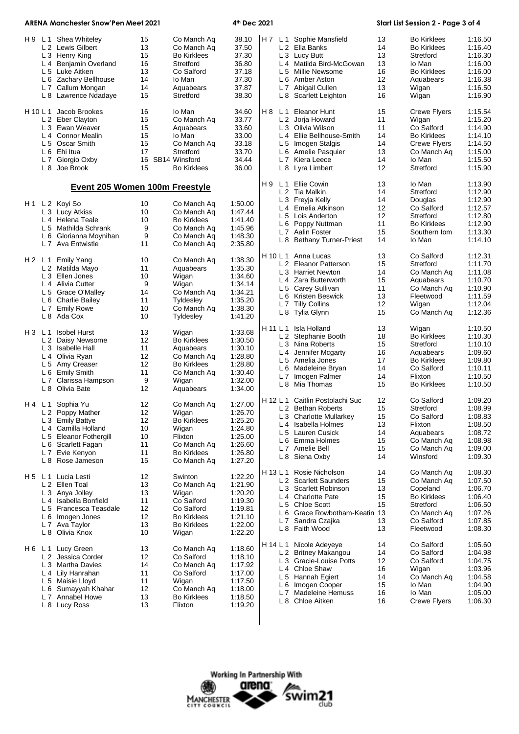| Heat | Lane | Name | Age | Club | Time |
|---|---|---|---|---|---|
| H 9 | L 1 | Shea Whiteley | 15 | Co Manch Aq | 38.10 |
| | L 2 | Lewis Gilbert | 13 | Co Manch Aq | 37.50 |
| | L 3 | Henry King | 15 | Bo Kirklees | 37.30 |
| | L 4 | Benjamin Overland | 16 | Stretford | 36.80 |
| | L 5 | Luke Aitken | 13 | Co Salford | 37.18 |
| | L 6 | Zachary Bellhouse | 14 | Io Man | 37.30 |
| | L 7 | Callum Mongan | 14 | Aquabears | 37.87 |
| | L 8 | Lawrence Ndadaye | 15 | Stretford | 38.30 |
| H 10 | L 1 | Jacob Brookes | 16 | Io Man | 34.60 |
| | L 2 | Eber Clayton | 15 | Co Manch Aq | 33.77 |
| | L 3 | Ewan Weaver | 15 | Aquabears | 33.60 |
| | L 4 | Connor Mealin | 15 | Io Man | 33.00 |
| | L 5 | Oscar Smith | 15 | Co Manch Aq | 33.18 |
| | L 6 | Ehi Itua | 17 | Stretford | 33.70 |
| | L 7 | Giorgio Oxby | 16 SB14 | Winsford | 34.44 |
| | L 8 | Joe Brook | 15 | Bo Kirklees | 36.00 |

## Event 205 Women 100m Freestyle

| Heat | Lane | Name | Age | Club | Time |
|---|---|---|---|---|---|
| H 1 | L 2 | Koyi So | 10 | Co Manch Aq | 1:50.00 |
| | L 3 | Lucy Atkiss | 10 | Co Manch Aq | 1:47.44 |
| | L 4 | Helena Teale | 10 | Bo Kirklees | 1:41.40 |
| | L 5 | Mathilda Schrank | 9 | Co Manch Aq | 1:45.96 |
| | L 6 | Glorianna Moynihan | 9 | Co Manch Aq | 1:48.30 |
| | L 7 | Ava Entwistle | 11 | Co Manch Aq | 2:35.80 |
| H 2 | L 1 | Emily Yang | 10 | Co Manch Aq | 1:38.30 |
| | L 2 | Matilda Mayo | 11 | Aquabears | 1:35.30 |
| | L 3 | Ellen Jones | 10 | Wigan | 1:34.60 |
| | L 4 | Alivia Cutter | 9 | Wigan | 1:34.14 |
| | L 5 | Grace O'Malley | 14 | Co Manch Aq | 1:34.21 |
| | L 6 | Charlie Bailey | 11 | Tyldesley | 1:35.20 |
| | L 7 | Emily Rowe | 10 | Co Manch Aq | 1:38.30 |
| | L 8 | Ada Cox | 10 | Tyldesley | 1:41.20 |
| H 3 | L 1 | Isobel Hurst | 13 | Wigan | 1:33.68 |
| | L 2 | Daisy Newsome | 12 | Bo Kirklees | 1:30.50 |
| | L 3 | Isabelle Hall | 11 | Aquabears | 1:30.10 |
| | L 4 | Olivia Ryan | 12 | Co Manch Aq | 1:28.80 |
| | L 5 | Amy Creaser | 12 | Bo Kirklees | 1:28.80 |
| | L 6 | Emily Smith | 11 | Co Manch Aq | 1:30.40 |
| | L 7 | Clarissa Hampson | 9 | Wigan | 1:32.00 |
| | L 8 | Olivia Bate | 12 | Aquabears | 1:34.00 |
| H 4 | L 1 | Sophia Yu | 12 | Co Manch Aq | 1:27.00 |
| | L 2 | Poppy Mather | 12 | Wigan | 1:26.70 |
| | L 3 | Emily Battye | 12 | Bo Kirklees | 1:25.20 |
| | L 4 | Camilla Holland | 10 | Wigan | 1:24.80 |
| | L 5 | Eleanor Fothergill | 10 | Flixton | 1:25.00 |
| | L 6 | Scarlett Fagan | 11 | Co Manch Aq | 1:26.60 |
| | L 7 | Evie Kenyon | 11 | Bo Kirklees | 1:26.80 |
| | L 8 | Rose Jameson | 15 | Co Manch Aq | 1:27.20 |
| H 5 | L 1 | Lucia Lesti | 12 | Swinton | 1:22.20 |
| | L 2 | Ellen Toal | 13 | Co Manch Aq | 1:21.90 |
| | L 3 | Anya Jolley | 13 | Wigan | 1:20.20 |
| | L 4 | Isabella Bonfield | 11 | Co Salford | 1:19.30 |
| | L 5 | Francesca Teasdale | 12 | Co Salford | 1:19.81 |
| | L 6 | Imogen Jones | 12 | Bo Kirklees | 1:21.10 |
| | L 7 | Ava Taylor | 13 | Bo Kirklees | 1:22.00 |
| | L 8 | Olivia Knox | 10 | Wigan | 1:22.20 |
| H 6 | L 1 | Lucy Green | 13 | Co Manch Aq | 1:18.60 |
| | L 2 | Jessica Corder | 12 | Co Salford | 1:18.10 |
| | L 3 | Martha Davies | 14 | Co Manch Aq | 1:17.92 |
| | L 4 | Lily Hanrahan | 11 | Co Salford | 1:17.00 |
| | L 5 | Maisie Lloyd | 11 | Wigan | 1:17.50 |
| | L 6 | Sumayyah Khahar | 12 | Co Manch Aq | 1:18.00 |
| | L 7 | Annabel Howe | 13 | Bo Kirklees | 1:18.50 |
| | L 8 | Lucy Ross | 13 | Flixton | 1:19.20 |
| H 7 | L 1 | Sophie Mansfield | 13 | Bo Kirklees | 1:16.50 |
| | L 2 | Ella Banks | 14 | Bo Kirklees | 1:16.40 |
| | L 3 | Lucy Butt | 13 | Stretford | 1:16.30 |
| | L 4 | Matilda Bird-McGowan | 13 | Io Man | 1:16.00 |
| | L 5 | Millie Newsome | 16 | Bo Kirklees | 1:16.00 |
| | L 6 | Amber Aston | 12 | Aquabears | 1:16.38 |
| | L 7 | Abigail Cullen | 13 | Wigan | 1:16.50 |
| | L 8 | Scarlett Leighton | 16 | Wigan | 1:16.90 |
| H 8 | L 1 | Eleanor Hunt | 15 | Crewe Flyers | 1:15.54 |
| | L 2 | Jorja Howard | 11 | Wigan | 1:15.20 |
| | L 3 | Olivia Wilson | 11 | Co Salford | 1:14.90 |
| | L 4 | Ellie Bellhouse-Smith | 14 | Bo Kirklees | 1:14.10 |
| | L 5 | Imogen Stalgis | 14 | Crewe Flyers | 1:14.50 |
| | L 6 | Amelie Pasquier | 13 | Co Manch Aq | 1:15.00 |
| | L 7 | Kiera Leece | 14 | Io Man | 1:15.50 |
| | L 8 | Lyra Limbert | 12 | Stretford | 1:15.90 |
| H 9 | L 1 | Ellie Cowin | 13 | Io Man | 1:13.90 |
| | L 2 | Tia Malkin | 14 | Stretford | 1:12.90 |
| | L 3 | Freyja Kelly | 14 | Douglas | 1:12.90 |
| | L 4 | Emelia Atkinson | 12 | Co Salford | 1:12.57 |
| | L 5 | Lois Anderton | 12 | Stretford | 1:12.80 |
| | L 6 | Poppy Nuttman | 11 | Bo Kirklees | 1:12.90 |
| | L 7 | Aalin Foster | 15 | Southern Iom | 1:13.30 |
| | L 8 | Bethany Turner-Priest | 14 | Io Man | 1:14.10 |
| H 10 | L 1 | Anna Lucas | 13 | Co Salford | 1:12.31 |
| | L 2 | Eleanor Patterson | 15 | Stretford | 1:11.70 |
| | L 3 | Harriet Newton | 14 | Co Manch Aq | 1:11.08 |
| | L 4 | Zara Butterworth | 15 | Aquabears | 1:10.70 |
| | L 5 | Carey Sullivan | 11 | Co Manch Aq | 1:10.90 |
| | L 6 | Kristen Beswick | 13 | Fleetwood | 1:11.59 |
| | L 7 | Tilly Collins | 12 | Wigan | 1:12.04 |
| | L 8 | Tylia Glynn | 15 | Co Manch Aq | 1:12.36 |
| H 11 | L 1 | Isla Holland | 13 | Wigan | 1:10.50 |
| | L 2 | Stephanie Booth | 18 | Bo Kirklees | 1:10.30 |
| | L 3 | Nina Roberts | 15 | Stretford | 1:10.10 |
| | L 4 | Jennifer Mcgarty | 16 | Aquabears | 1:09.60 |
| | L 5 | Amelia Jones | 17 | Bo Kirklees | 1:09.80 |
| | L 6 | Madeleine Bryan | 14 | Co Salford | 1:10.11 |
| | L 7 | Imogen Palmer | 14 | Flixton | 1:10.50 |
| | L 8 | Mia Thomas | 15 | Bo Kirklees | 1:10.50 |
| H 12 | L 1 | Caitlin Postolachi Suc | 12 | Co Salford | 1:09.20 |
| | L 2 | Bethan Roberts | 15 | Stretford | 1:08.99 |
| | L 3 | Charlotte Mullarkey | 15 | Co Salford | 1:08.83 |
| | L 4 | Isabella Holmes | 13 | Flixton | 1:08.50 |
| | L 5 | Lauren Cusick | 14 | Aquabears | 1:08.72 |
| | L 6 | Emma Holmes | 15 | Co Manch Aq | 1:08.98 |
| | L 7 | Amelie Bell | 15 | Co Manch Aq | 1:09.00 |
| | L 8 | Siena Oxby | 14 | Winsford | 1:09.30 |
| H 13 | L 1 | Rosie Nicholson | 14 | Co Manch Aq | 1:08.30 |
| | L 2 | Scarlett Saunders | 15 | Co Manch Aq | 1:07.50 |
| | L 3 | Scarlett Robinson | 13 | Copeland | 1:06.70 |
| | L 4 | Charlotte Pate | 15 | Bo Kirklees | 1:06.40 |
| | L 5 | Chloe Scott | 15 | Stretford | 1:06.50 |
| | L 6 | Grace Rowbotham-Keatin | 13 | Co Manch Aq | 1:07.26 |
| | L 7 | Sandra Czajka | 13 | Co Salford | 1:07.85 |
| | L 8 | Faith Wood | 13 | Fleetwood | 1:08.30 |
| H 14 | L 1 | Nicole Adeyeye | 14 | Co Salford | 1:05.60 |
| | L 2 | Britney Makangou | 14 | Co Salford | 1:04.98 |
| | L 3 | Gracie-Louise Potts | 12 | Co Salford | 1:04.75 |
| | L 4 | Chloe Shaw | 16 | Wigan | 1:03.96 |
| | L 5 | Hannah Egiert | 14 | Co Manch Aq | 1:04.58 |
| | L 6 | Imogen Cooper | 15 | Io Man | 1:04.90 |
| | L 7 | Madeleine Hemuss | 16 | Io Man | 1:05.00 |
| | L 8 | Chloe Aitken | 16 | Crewe Flyers | 1:06.30 |

Working In Partnership With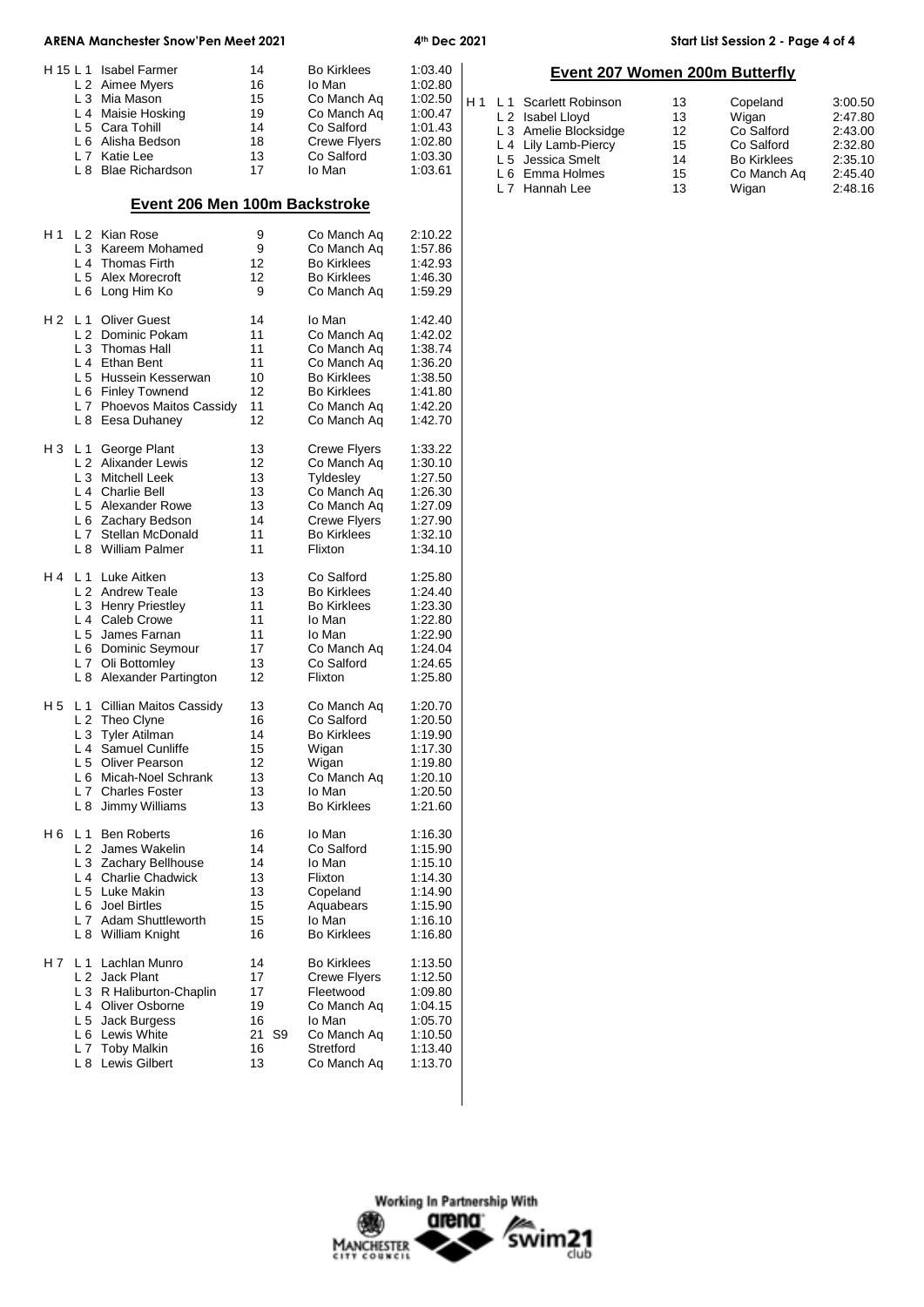| | | | | | |
|---|---|---|---|---|---|
| H 15 | L 1 | Isabel Farmer | 14 | Bo Kirklees | 1:03.40 |
| | L 2 | Aimee Myers | 16 | Io Man | 1:02.80 |
| | L 3 | Mia Mason | 15 | Co Manch Aq | 1:02.50 |
| | L 4 | Maisie Hosking | 19 | Co Manch Aq | 1:00.47 |
| | L 5 | Cara Tohill | 14 | Co Salford | 1:01.43 |
| | L 6 | Alisha Bedson | 18 | Crewe Flyers | 1:02.80 |
| | L 7 | Katie Lee | 13 | Co Salford | 1:03.30 |
| | L 8 | Blae Richardson | 17 | Io Man | 1:03.61 |

## Event 206 Men 100m Backstroke

| | | | | | |
|---|---|---|---|---|---|
| H 1 | L 2 | Kian Rose | 9 | Co Manch Aq | 2:10.22 |
| | L 3 | Kareem Mohamed | 9 | Co Manch Aq | 1:57.86 |
| | L 4 | Thomas Firth | 12 | Bo Kirklees | 1:42.93 |
| | L 5 | Alex Morecroft | 12 | Bo Kirklees | 1:46.30 |
| | L 6 | Long Him Ko | 9 | Co Manch Aq | 1:59.29 |
| H 2 | L 1 | Oliver Guest | 14 | Io Man | 1:42.40 |
| | L 2 | Dominic Pokam | 11 | Co Manch Aq | 1:42.02 |
| | L 3 | Thomas Hall | 11 | Co Manch Aq | 1:38.74 |
| | L 4 | Ethan Bent | 11 | Co Manch Aq | 1:36.20 |
| | L 5 | Hussein Kesserwan | 10 | Bo Kirklees | 1:38.50 |
| | L 6 | Finley Townend | 12 | Bo Kirklees | 1:41.80 |
| | L 7 | Phoevos Maitos Cassidy | 11 | Co Manch Aq | 1:42.20 |
| | L 8 | Eesa Duhaney | 12 | Co Manch Aq | 1:42.70 |
| H 3 | L 1 | George Plant | 13 | Crewe Flyers | 1:33.22 |
| | L 2 | Alixander Lewis | 12 | Co Manch Aq | 1:30.10 |
| | L 3 | Mitchell Leek | 13 | Tyldesley | 1:27.50 |
| | L 4 | Charlie Bell | 13 | Co Manch Aq | 1:26.30 |
| | L 5 | Alexander Rowe | 13 | Co Manch Aq | 1:27.09 |
| | L 6 | Zachary Bedson | 14 | Crewe Flyers | 1:27.90 |
| | L 7 | Stellan McDonald | 11 | Bo Kirklees | 1:32.10 |
| | L 8 | William Palmer | 11 | Flixton | 1:34.10 |
| H 4 | L 1 | Luke Aitken | 13 | Co Salford | 1:25.80 |
| | L 2 | Andrew Teale | 13 | Bo Kirklees | 1:24.40 |
| | L 3 | Henry Priestley | 11 | Bo Kirklees | 1:23.30 |
| | L 4 | Caleb Crowe | 11 | Io Man | 1:22.80 |
| | L 5 | James Farnan | 11 | Io Man | 1:22.90 |
| | L 6 | Dominic Seymour | 17 | Co Manch Aq | 1:24.04 |
| | L 7 | Oli Bottomley | 13 | Co Salford | 1:24.65 |
| | L 8 | Alexander Partington | 12 | Flixton | 1:25.80 |
| H 5 | L 1 | Cillian Maitos Cassidy | 13 | Co Manch Aq | 1:20.70 |
| | L 2 | Theo Clyne | 16 | Co Salford | 1:20.50 |
| | L 3 | Tyler Atilman | 14 | Bo Kirklees | 1:19.90 |
| | L 4 | Samuel Cunliffe | 15 | Wigan | 1:17.30 |
| | L 5 | Oliver Pearson | 12 | Wigan | 1:19.80 |
| | L 6 | Micah-Noel Schrank | 13 | Co Manch Aq | 1:20.10 |
| | L 7 | Charles Foster | 13 | Io Man | 1:20.50 |
| | L 8 | Jimmy Williams | 13 | Bo Kirklees | 1:21.60 |
| H 6 | L 1 | Ben Roberts | 16 | Io Man | 1:16.30 |
| | L 2 | James Wakelin | 14 | Co Salford | 1:15.90 |
| | L 3 | Zachary Bellhouse | 14 | Io Man | 1:15.10 |
| | L 4 | Charlie Chadwick | 13 | Flixton | 1:14.30 |
| | L 5 | Luke Makin | 13 | Copeland | 1:14.90 |
| | L 6 | Joel Birtles | 15 | Aquabears | 1:15.90 |
| | L 7 | Adam Shuttleworth | 15 | Io Man | 1:16.10 |
| | L 8 | William Knight | 16 | Bo Kirklees | 1:16.80 |
| H 7 | L 1 | Lachlan Munro | 14 | Bo Kirklees | 1:13.50 |
| | L 2 | Jack Plant | 17 | Crewe Flyers | 1:12.50 |
| | L 3 | R Haliburton-Chaplin | 17 | Fleetwood | 1:09.80 |
| | L 4 | Oliver Osborne | 19 | Co Manch Aq | 1:04.15 |
| | L 5 | Jack Burgess | 16 | Io Man | 1:05.70 |
| | L 6 | Lewis White | 21 S9 | Co Manch Aq | 1:10.50 |
| | L 7 | Toby Malkin | 16 | Stretford | 1:13.40 |
| | L 8 | Lewis Gilbert | 13 | Co Manch Aq | 1:13.70 |

## Event 207 Women 200m Butterfly

| | | | | | |
|---|---|---|---|---|---|
| H 1 | L 1 | Scarlett Robinson | 13 | Copeland | 3:00.50 |
| | L 2 | Isabel Lloyd | 13 | Wigan | 2:47.80 |
| | L 3 | Amelie Blocksidge | 12 | Co Salford | 2:43.00 |
| | L 4 | Lily Lamb-Piercy | 15 | Co Salford | 2:32.80 |
| | L 5 | Jessica Smelt | 14 | Bo Kirklees | 2:35.10 |
| | L 6 | Emma Holmes | 15 | Co Manch Aq | 2:45.40 |
| | L 7 | Hannah Lee | 13 | Wigan | 2:48.16 |

Working In Partnership With